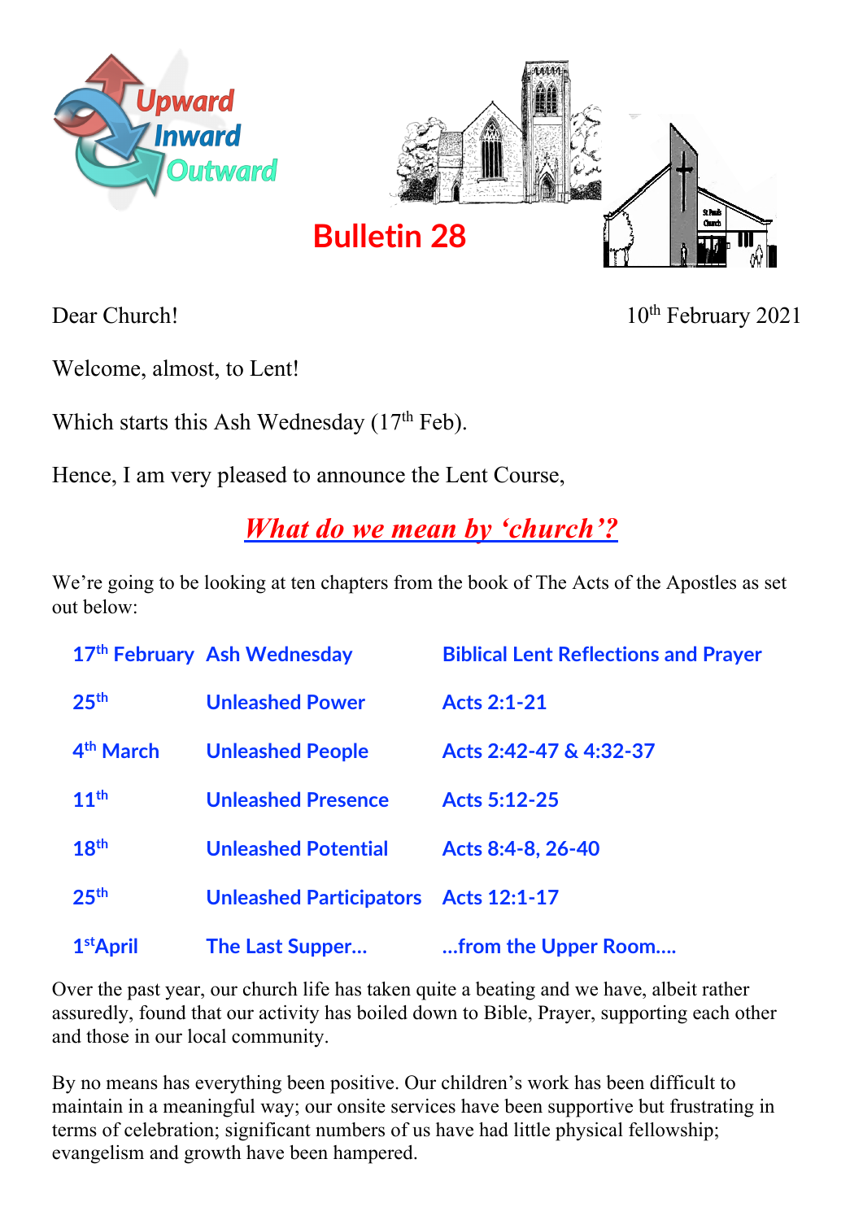Upward
Inward
Outward

# Bulletin 28

Dear Church! 10th February 2021

Welcome, almost, to Lent!

Which starts this Ash Wednesday (17th Feb).

Hence, I am very pleased to announce the Lent Course,

## *What do we mean by 'church'?*

We're going to be looking at ten chapters from the book of The Acts of the Apostles as set out below:

| | | |
|---|---|---|
| **17th February** | **Ash Wednesday** | **Biblical Lent Reflections and Prayer** |
| **25th** | **Unleashed Power** | **Acts 2:1-21** |
| **4th March** | **Unleashed People** | **Acts 2:42-47 & 4:32-37** |
| **11th** | **Unleashed Presence** | **Acts 5:12-25** |
| **18th** | **Unleashed Potential** | **Acts 8:4-8, 26-40** |
| **25th** | **Unleashed Participators** | **Acts 12:1-17** |
| **1st April** | **The Last Supper…** | **…from the Upper Room….** |

Over the past year, our church life has taken quite a beating and we have, albeit rather assuredly, found that our activity has boiled down to Bible, Prayer, supporting each other and those in our local community.

By no means has everything been positive. Our children's work has been difficult to maintain in a meaningful way; our onsite services have been supportive but frustrating in terms of celebration; significant numbers of us have had little physical fellowship; evangelism and growth have been hampered.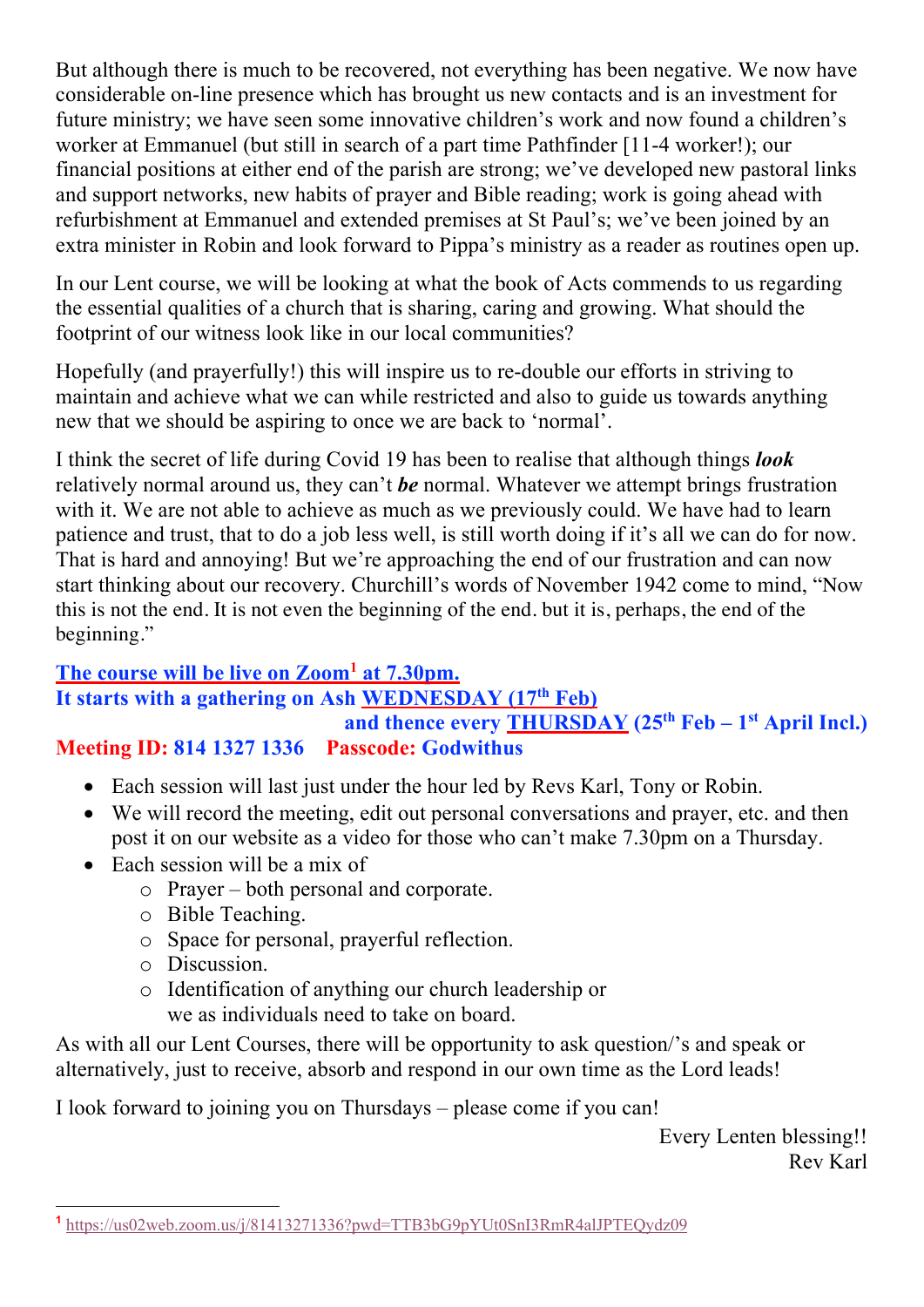But although there is much to be recovered, not everything has been negative. We now have considerable on-line presence which has brought us new contacts and is an investment for future ministry; we have seen some innovative children's work and now found a children's worker at Emmanuel (but still in search of a part time Pathfinder [11-4 worker!); our financial positions at either end of the parish are strong; we've developed new pastoral links and support networks, new habits of prayer and Bible reading; work is going ahead with refurbishment at Emmanuel and extended premises at St Paul's; we've been joined by an extra minister in Robin and look forward to Pippa's ministry as a reader as routines open up.

In our Lent course, we will be looking at what the book of Acts commends to us regarding the essential qualities of a church that is sharing, caring and growing. What should the footprint of our witness look like in our local communities?

Hopefully (and prayerfully!) this will inspire us to re-double our efforts in striving to maintain and achieve what we can while restricted and also to guide us towards anything new that we should be aspiring to once we are back to 'normal'.

I think the secret of life during Covid 19 has been to realise that although things ***look*** relatively normal around us, they can't ***be*** normal. Whatever we attempt brings frustration with it. We are not able to achieve as much as we previously could. We have had to learn patience and trust, that to do a job less well, is still worth doing if it's all we can do for now. That is hard and annoying! But we're approaching the end of our frustration and can now start thinking about our recovery. Churchill's words of November 1942 come to mind, "Now this is not the end. It is not even the beginning of the end. but it is, perhaps, the end of the beginning."

**The course will be live on Zoom[1] at 7.30pm.**
**It starts with a gathering on Ash WEDNESDAY (17th Feb)**
**and thence every THURSDAY (25th Feb – 1st April Incl.)**
**Meeting ID: 814 1327 1336    Passcode: Godwithus**

- Each session will last just under the hour led by Revs Karl, Tony or Robin.
- We will record the meeting, edit out personal conversations and prayer, etc. and then post it on our website as a video for those who can't make 7.30pm on a Thursday.
- Each session will be a mix of
  - Prayer – both personal and corporate.
  - Bible Teaching.
  - Space for personal, prayerful reflection.
  - Discussion.
  - Identification of anything our church leadership or we as individuals need to take on board.

As with all our Lent Courses, there will be opportunity to ask question/'s and speak or alternatively, just to receive, absorb and respond in our own time as the Lord leads!

I look forward to joining you on Thursdays – please come if you can!

Every Lenten blessing!!
Rev Karl

[1] https://us02web.zoom.us/j/81413271336?pwd=TTB3bG9pYUt0SnI3RmR4alJPTEQydz09